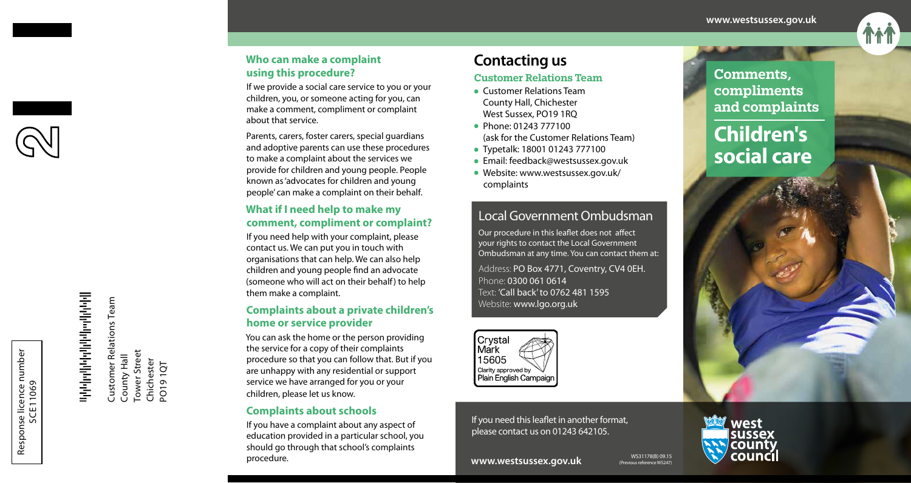Response licence number
SCE11069

Customer Relations Team
County Hall
Tower Street
Chichester
PO19 1QT

### Who can make a complaint using this procedure?

If we provide a social care service to you or your children, you, or someone acting for you, can make a comment, compliment or complaint about that service.

Parents, carers, foster carers, special guardians and adoptive parents can use these procedures to make a complaint about the services we provide for children and young people. People known as 'advocates for children and young people' can make a complaint on their behalf.

### What if I need help to make my comment, compliment or complaint?

If you need help with your complaint, please contact us. We can put you in touch with organisations that can help. We can also help children and young people find an advocate (someone who will act on their behalf) to help them make a complaint.

### Complaints about a private children's home or service provider

You can ask the home or the person providing the service for a copy of their complaints procedure so that you can follow that. But if you are unhappy with any residential or support service we have arranged for you or your children, please let us know.

### Complaints about schools

If you have a complaint about any aspect of education provided in a particular school, you should go through that school's complaints procedure.

## Contacting us

### Customer Relations Team

- Customer Relations Team
  County Hall, Chichester
  West Sussex, PO19 1RQ
- Phone: 01243 777100
  (ask for the Customer Relations Team)
- Typetalk: 18001 01243 777100
- Email: feedback@westsussex.gov.uk
- Website: www.westsussex.gov.uk/complaints

### Local Government Ombudsman

Our procedure in this leaflet does not affect your rights to contact the Local Government Ombudsman at any time. You can contact them at:

Address: PO Box 4771, Coventry, CV4 0EH.
Phone: 0300 061 0614
Text: 'Call back' to 0762 481 1595
Website: www.lgo.org.uk

Crystal Mark 15605
Clarity approved by Plain English Campaign

If you need this leaflet in another format, please contact us on 01243 642105.

www.westsussex.gov.uk

WS31178(B) 09.15
(Previous reference WS247)

www.westsussex.gov.uk

# Comments, compliments and complaints

# Children's social care

west sussex county council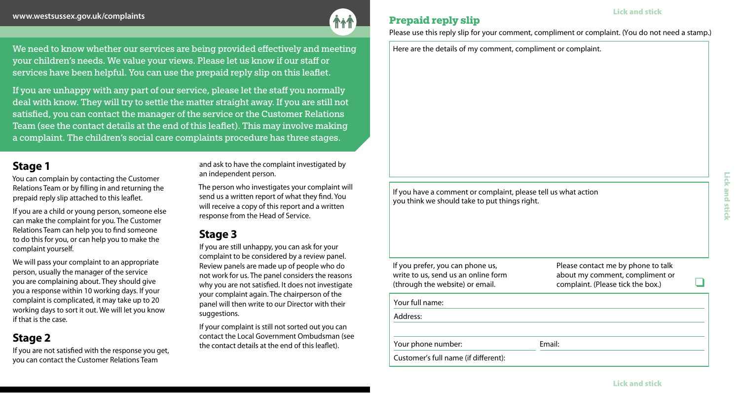We need to know whether our services are being provided effectively and meeting your children's needs. We value your views. Please let us know if our staff or services have been helpful. You can use the prepaid reply slip on this leaflet.

If you are unhappy with any part of our service, please let the staff you normally deal with know. They will try to settle the matter straight away. If you are still not satisfied, you can contact the manager of the service or the Customer Relations Team (see the contact details at the end of this leaflet). This may involve making a complaint. The children's social care complaints procedure has three stages.

## Stage 1

You can complain by contacting the Customer Relations Team or by filling in and returning the prepaid reply slip attached to this leaflet.

If you are a child or young person, someone else can make the complaint for you. The Customer Relations Team can help you to find someone to do this for you, or can help you to make the complaint yourself.

We will pass your complaint to an appropriate person, usually the manager of the service you are complaining about. They should give you a response within 10 working days. If your complaint is complicated, it may take up to 20 working days to sort it out. We will let you know if that is the case.

## Stage 2

If you are not satisfied with the response you get, you can contact the Customer Relations Team and ask to have the complaint investigated by an independent person.

The person who investigates your complaint will send us a written report of what they find. You will receive a copy of this report and a written response from the Head of Service.

## Stage 3

If you are still unhappy, you can ask for your complaint to be considered by a review panel. Review panels are made up of people who do not work for us. The panel considers the reasons why you are not satisfied. It does not investigate your complaint again. The chairperson of the panel will then write to our Director with their suggestions.

If your complaint is still not sorted out you can contact the Local Government Ombudsman (see the contact details at the end of this leaflet).

Lick and stick

## Prepaid reply slip

Please use this reply slip for your comment, compliment or complaint. (You do not need a stamp.)

Here are the details of my comment, compliment or complaint.

If you have a comment or complaint, please tell us what action you think we should take to put things right.

If you prefer, you can phone us, write to us, send us an online form (through the website) or email.

Please contact me by phone to talk about my comment, compliment or complaint. (Please tick the box.) ☐

Your full name:

Address:

Your phone number:

Email:

Customer's full name (if different):

Lick and stick

Lick and stick